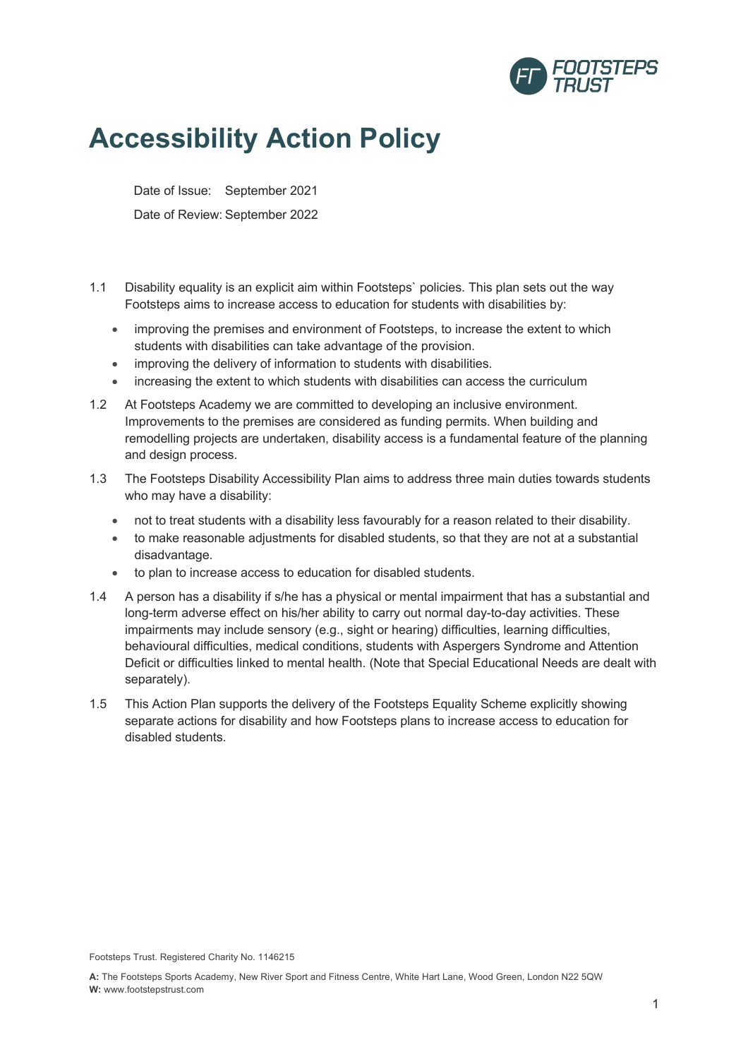# Accessibility Action Policy

Date of Issue: September 2021

Date of Review: September 2022

1.1 Disability equality is an explicit aim within Footsteps` policies. This plan sets out the way Footsteps aims to increase access to education for students with disabilities by:

- improving the premises and environment of Footsteps, to increase the extent to which students with disabilities can take advantage of the provision.
- improving the delivery of information to students with disabilities.
- increasing the extent to which students with disabilities can access the curriculum

1.2 At Footsteps Academy we are committed to developing an inclusive environment. Improvements to the premises are considered as funding permits. When building and remodelling projects are undertaken, disability access is a fundamental feature of the planning and design process.

1.3 The Footsteps Disability Accessibility Plan aims to address three main duties towards students who may have a disability:

- not to treat students with a disability less favourably for a reason related to their disability.
- to make reasonable adjustments for disabled students, so that they are not at a substantial disadvantage.
- to plan to increase access to education for disabled students.

1.4 A person has a disability if s/he has a physical or mental impairment that has a substantial and long-term adverse effect on his/her ability to carry out normal day-to-day activities. These impairments may include sensory (e.g., sight or hearing) difficulties, learning difficulties, behavioural difficulties, medical conditions, students with Aspergers Syndrome and Attention Deficit or difficulties linked to mental health. (Note that Special Educational Needs are dealt with separately).

1.5 This Action Plan supports the delivery of the Footsteps Equality Scheme explicitly showing separate actions for disability and how Footsteps plans to increase access to education for disabled students.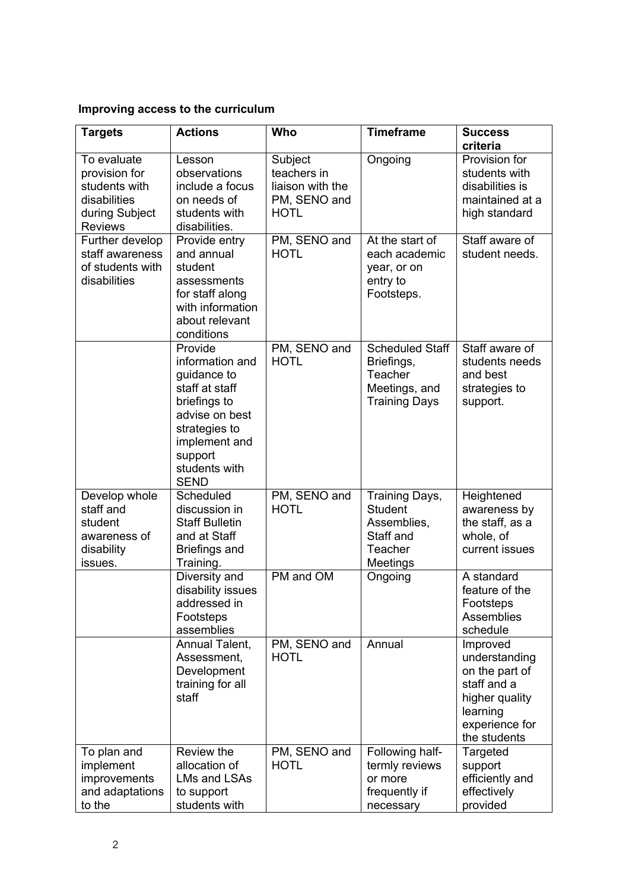**Improving access to the curriculum**

| Targets | Actions | Who | Timeframe | Success criteria |
| --- | --- | --- | --- | --- |
| To evaluate provision for students with disabilities during Subject Reviews | Lesson observations include a focus on needs of students with disabilities. | Subject teachers in liaison with the PM, SENO and HOTL | Ongoing | Provision for students with disabilities is maintained at a high standard |
| Further develop staff awareness of students with disabilities | Provide entry and annual student assessments for staff along with information about relevant conditions | PM, SENO and HOTL | At the start of each academic year, or on entry to Footsteps. | Staff aware of student needs. |
| | Provide information and guidance to staff at staff briefings to advise on best strategies to implement and support students with SEND | PM, SENO and HOTL | Scheduled Staff Briefings, Teacher Meetings, and Training Days | Staff aware of students needs and best strategies to support. |
| Develop whole staff and student awareness of disability issues. | Scheduled discussion in Staff Bulletin and at Staff Briefings and Training. | PM, SENO and HOTL | Training Days, Student Assemblies, Staff and Teacher Meetings | Heightened awareness by the staff, as a whole, of current issues |
| | Diversity and disability issues addressed in Footsteps assemblies | PM and OM | Ongoing | A standard feature of the Footsteps Assemblies schedule |
| | Annual Talent, Assessment, Development training for all staff | PM, SENO and HOTL | Annual | Improved understanding on the part of staff and a higher quality learning experience for the students |
| To plan and implement improvements and adaptations to the | Review the allocation of LMs and LSAs to support students with | PM, SENO and HOTL | Following half-termly reviews or more frequently if necessary | Targeted support efficiently and effectively provided |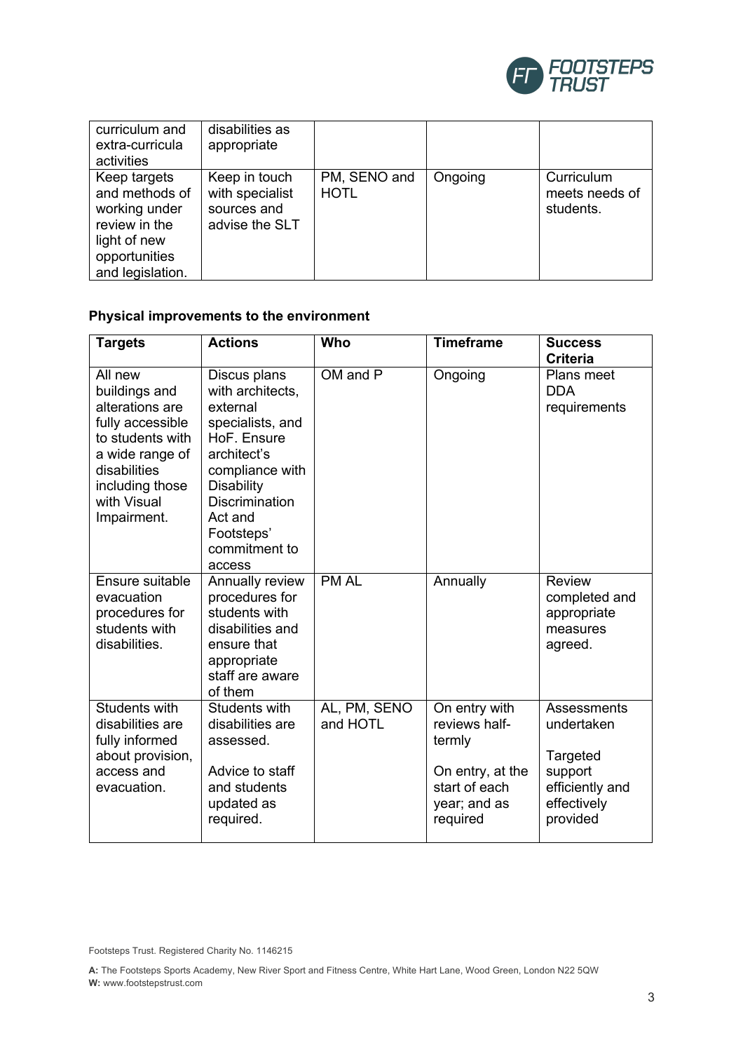| | | | | |
|---|---|---|---|---|
| curriculum and extra-curricula activities | disabilities as appropriate | | | |
| Keep targets and methods of working under review in the light of new opportunities and legislation. | Keep in touch with specialist sources and advise the SLT | PM, SENO and HOTL | Ongoing | Curriculum meets needs of students. |

**Physical improvements to the environment**

| Targets | Actions | Who | Timeframe | Success Criteria |
|---|---|---|---|---|
| All new buildings and alterations are fully accessible to students with a wide range of disabilities including those with Visual Impairment. | Discus plans with architects, external specialists, and HoF. Ensure architect's compliance with Disability Discrimination Act and Footsteps' commitment to access | OM and P | Ongoing | Plans meet DDA requirements |
| Ensure suitable evacuation procedures for students with disabilities. | Annually review procedures for students with disabilities and ensure that appropriate staff are aware of them | PM AL | Annually | Review completed and appropriate measures agreed. |
| Students with disabilities are fully informed about provision, access and evacuation. | Students with disabilities are assessed.<br><br>Advice to staff and students updated as required. | AL, PM, SENO and HOTL | On entry with reviews half-termly<br><br>On entry, at the start of each year; and as required | Assessments undertaken<br><br>Targeted support efficiently and effectively provided |

Footsteps Trust. Registered Charity No. 1146215

**A:** The Footsteps Sports Academy, New River Sport and Fitness Centre, White Hart Lane, Wood Green, London N22 5QW
**W:** www.footstepstrust.com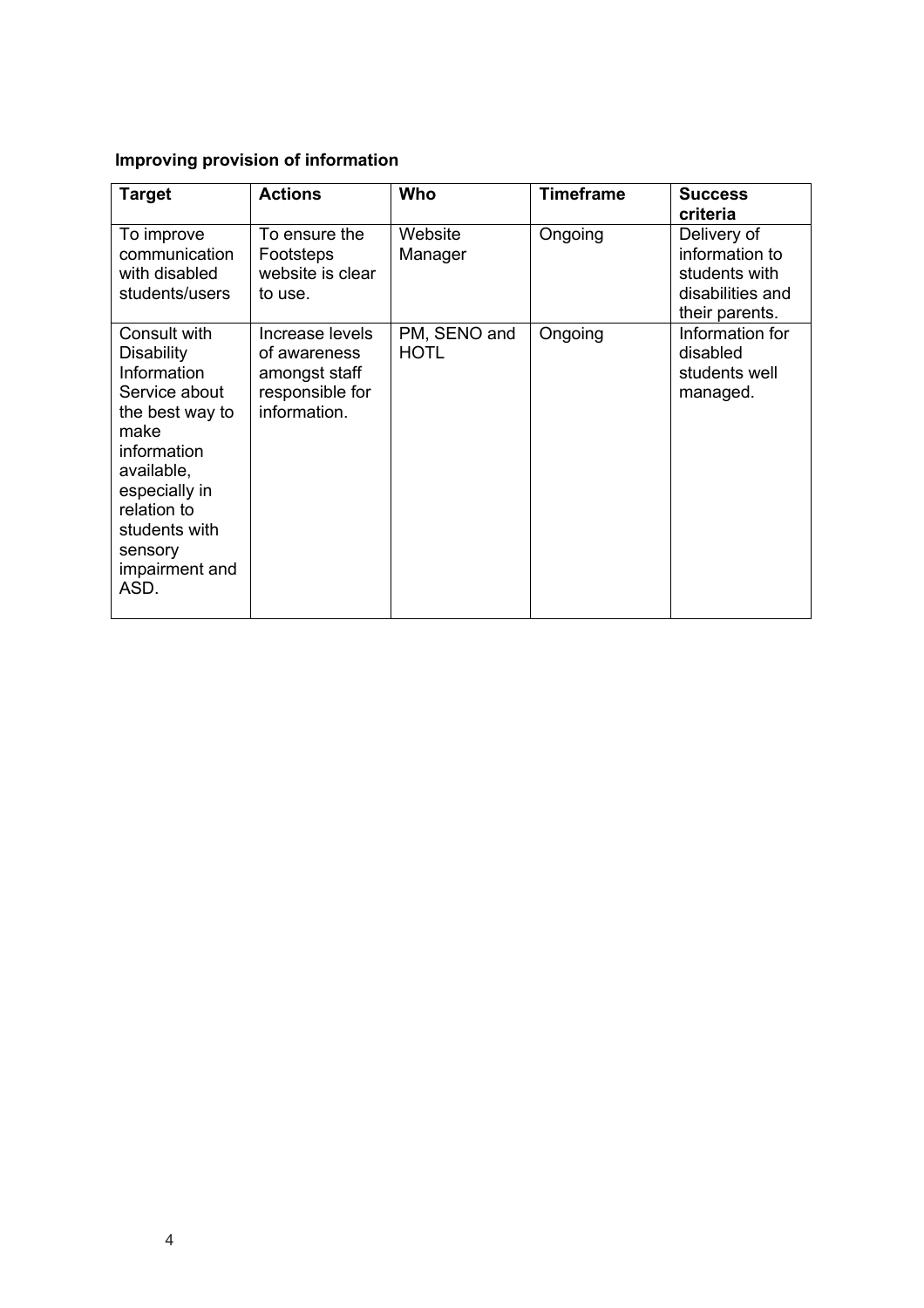**Improving provision of information**

| Target | Actions | Who | Timeframe | Success criteria |
|---|---|---|---|---|
| To improve communication with disabled students/users | To ensure the Footsteps website is clear to use. | Website Manager | Ongoing | Delivery of information to students with disabilities and their parents. |
| Consult with Disability Information Service about the best way to make information available, especially in relation to students with sensory impairment and ASD. | Increase levels of awareness amongst staff responsible for information. | PM, SENO and HOTL | Ongoing | Information for disabled students well managed. |